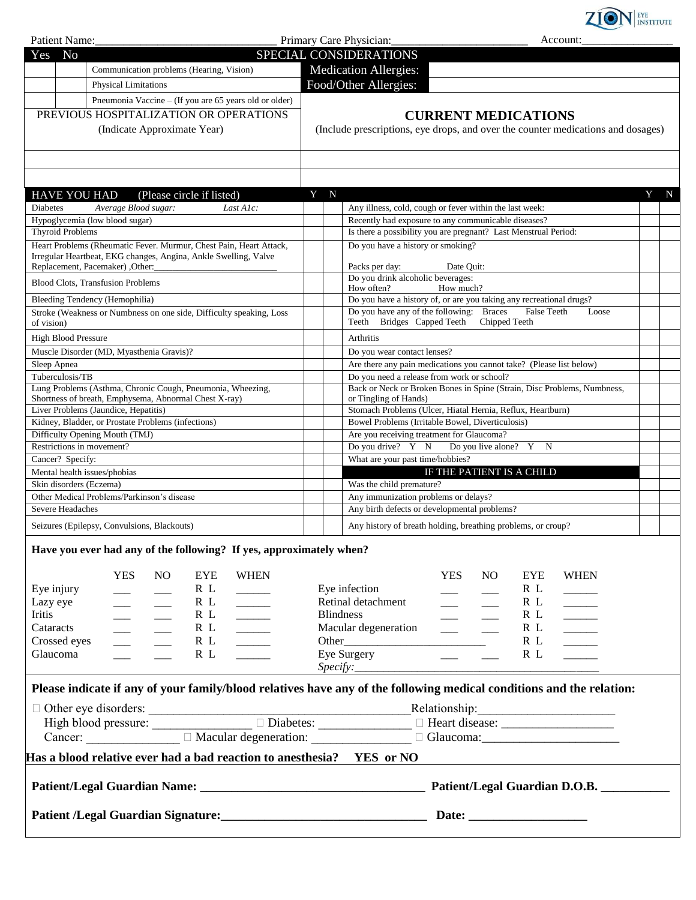ZION EYE INSTITUTE

Patient Name:______________________________ Primary Care Physician:______________________ Account:_______________

| Yes | No | SPECIAL CONSIDERATIONS | | |
|---|---|---|---|---|
| | | Communication problems (Hearing, Vision) | Medication Allergies: | |
| | | Physical Limitations | Food/Other Allergies: | |
| | | Pneumonia Vaccine – (If you are 65 years old or older) | | |

| PREVIOUS HOSPITALIZATION OR OPERATIONS (Indicate Approximate Year) | **CURRENT MEDICATIONS** (Include prescriptions, eye drops, and over the counter medications and dosages) |
|---|---|
| | |
| | |

| HAVE YOU HAD (Please circle if listed) | Y | N | | Y | N |
|---|---|---|---|---|---|
| Diabetes *Average Blood sugar:* *Last A1c:* | | | Any illness, cold, cough or fever within the last week: | | |
| Hypoglycemia (low blood sugar) | | | Recently had exposure to any communicable diseases? | | |
| Thyroid Problems | | | Is there a possibility you are pregnant? Last Menstrual Period: | | |
| Heart Problems (Rheumatic Fever. Murmur, Chest Pain, Heart Attack, Irregular Heartbeat, EKG changes, Angina, Ankle Swelling, Valve Replacement, Pacemaker) ,Other:_________________________ | | | Do you have a history or smoking? Packs per day: Date Quit: | | |
| Blood Clots, Transfusion Problems | | | Do you drink alcoholic beverages: How often? How much? | | |
| Bleeding Tendency (Hemophilia) | | | Do you have a history of, or are you taking any recreational drugs? | | |
| Stroke (Weakness or Numbness on one side, Difficulty speaking, Loss of vision) | | | Do you have any of the following: Braces False Teeth Loose Teeth Bridges Capped Teeth Chipped Teeth | | |
| High Blood Pressure | | | Arthritis | | |
| Muscle Disorder (MD, Myasthenia Gravis)? | | | Do you wear contact lenses? | | |
| Sleep Apnea | | | Are there any pain medications you cannot take? (Please list below) | | |
| Tuberculosis/TB | | | Do you need a release from work or school? | | |
| Lung Problems (Asthma, Chronic Cough, Pneumonia, Wheezing, Shortness of breath, Emphysema, Abnormal Chest X-ray) | | | Back or Neck or Broken Bones in Spine (Strain, Disc Problems, Numbness, or Tingling of Hands) | | |
| Liver Problems (Jaundice, Hepatitis) | | | Stomach Problems (Ulcer, Hiatal Hernia, Reflux, Heartburn) | | |
| Kidney, Bladder, or Prostate Problems (infections) | | | Bowel Problems (Irritable Bowel, Diverticulosis) | | |
| Difficulty Opening Mouth (TMJ) | | | Are you receiving treatment for Glaucoma? | | |
| Restrictions in movement? | | | Do you drive? Y N Do you live alone? Y N | | |
| Cancer? Specify: | | | What are your past time/hobbies? | | |
| Mental health issues/phobias | | | IF THE PATIENT IS A CHILD | | |
| Skin disorders (Eczema) | | | Was the child premature? | | |
| Other Medical Problems/Parkinson's disease | | | Any immunization problems or delays? | | |
| Severe Headaches | | | Any birth defects or developmental problems? | | |
| Seizures (Epilepsy, Convulsions, Blackouts) | | | Any history of breath holding, breathing problems, or croup? | | |

**Have you ever had any of the following? If yes, approximately when?**

| | YES | NO | EYE | WHEN | | YES | NO | EYE | WHEN |
|---|---|---|---|---|---|---|---|---|---|
| Eye injury | ___ | ___ | R L | ______ | Eye infection | ___ | ___ | R L | ______ |
| Lazy eye | ___ | ___ | R L | ______ | Retinal detachment | ___ | ___ | R L | ______ |
| Iritis | ___ | ___ | R L | ______ | Blindness | ___ | ___ | R L | ______ |
| Cataracts | ___ | ___ | R L | ______ | Macular degeneration | ___ | ___ | R L | ______ |
| Crossed eyes | ___ | ___ | R L | ______ | Other________________________ | | | R L | ______ |
| Glaucoma | ___ | ___ | R L | ______ | Eye Surgery | ___ | ___ | R L | ______ |

*Specify:*__________________________________________

**Please indicate if any of your family/blood relatives have any of the following medical conditions and the relation:**

☐ Other eye disorders: ________________________________________ Relationship:_____________________

High blood pressure: ________________ ☐ Diabetes: ______________ ☐ Heart disease: _________________

Cancer: ______________ ☐ Macular degeneration: _______________ ☐ Glaucoma:_____________________

**Has a blood relative ever had a bad reaction to anesthesia? YES or NO**

**Patient/Legal Guardian Name: __________________________________ Patient/Legal Guardian D.O.B. __________**

**Patient /Legal Guardian Signature:________________________________ Date: __________________**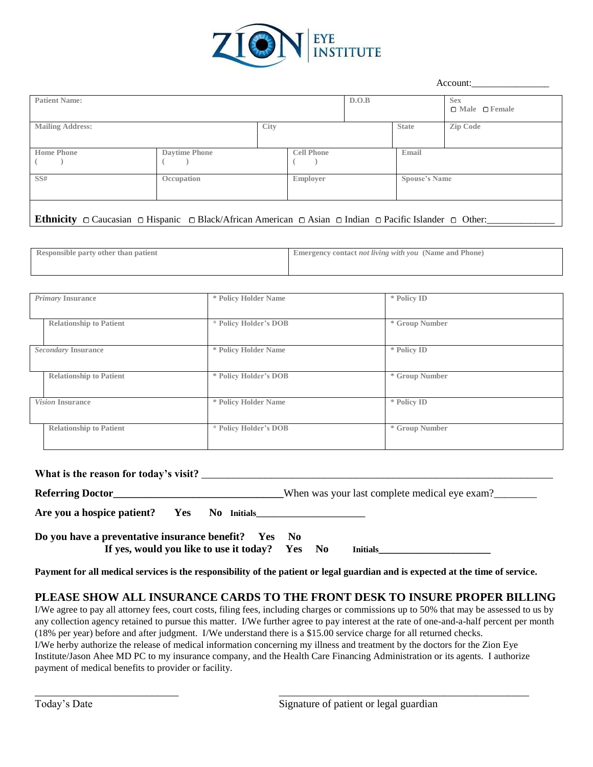ZION EYE INSTITUTE

Account:________________

| | | | |
|---|---|---|---|
| **Patient Name:** | | **D.O.B** | **Sex** ▢ Male ▢ Female |
| **Mailing Address:** | **City** | **State** | **Zip Code** |
| **Home Phone** ( ) | **Daytime Phone** ( ) | **Cell Phone** ( ) | **Email** |
| **SS#** | **Occupation** | **Employer** | **Spouse's Name** |

**Ethnicity** ▢ Caucasian ▢ Hispanic ▢ Black/African American ▢ Asian ▢ Indian ▢ Pacific Islander ▢ Other:_____________

| | |
|---|---|
| **Responsible party other than patient** | **Emergency contact *not living with you* (Name and Phone)** |

| | | |
|---|---|---|
| ***Primary* Insurance** | **\* Policy Holder Name** | **\* Policy ID** |
| **Relationship to Patient** | **\* Policy Holder's DOB** | **\* Group Number** |
| ***Secondary* Insurance** | **\* Policy Holder Name** | **\* Policy ID** |
| **Relationship to Patient** | **\* Policy Holder's DOB** | **\* Group Number** |
| ***Vision* Insurance** | **\* Policy Holder Name** | **\* Policy ID** |
| **Relationship to Patient** | **\* Policy Holder's DOB** | **\* Group Number** |

**What is the reason for today's visit?** ____________________________________________________________________

**Referring Doctor**______________________________When was your last complete medical eye exam?________

**Are you a hospice patient? Yes No Initials**_____________________

**Do you have a preventative insurance benefit? Yes No**
**If yes, would you like to use it today? Yes No Initials**______________________

**Payment for all medical services is the responsibility of the patient or legal guardian and is expected at the time of service.**

## PLEASE SHOW ALL INSURANCE CARDS TO THE FRONT DESK TO INSURE PROPER BILLING

I/We agree to pay all attorney fees, court costs, filing fees, including charges or commissions up to 50% that may be assessed to us by any collection agency retained to pursue this matter. I/We further agree to pay interest at the rate of one-and-a-half percent per month (18% per year) before and after judgment. I/We understand there is a $15.00 service charge for all returned checks.
I/We herby authorize the release of medical information concerning my illness and treatment by the doctors for the Zion Eye Institute/Jason Ahee MD PC to my insurance company, and the Health Care Financing Administration or its agents. I authorize payment of medical benefits to provider or facility.

____________________________ ________________________________________________

Today's Date Signature of patient or legal guardian